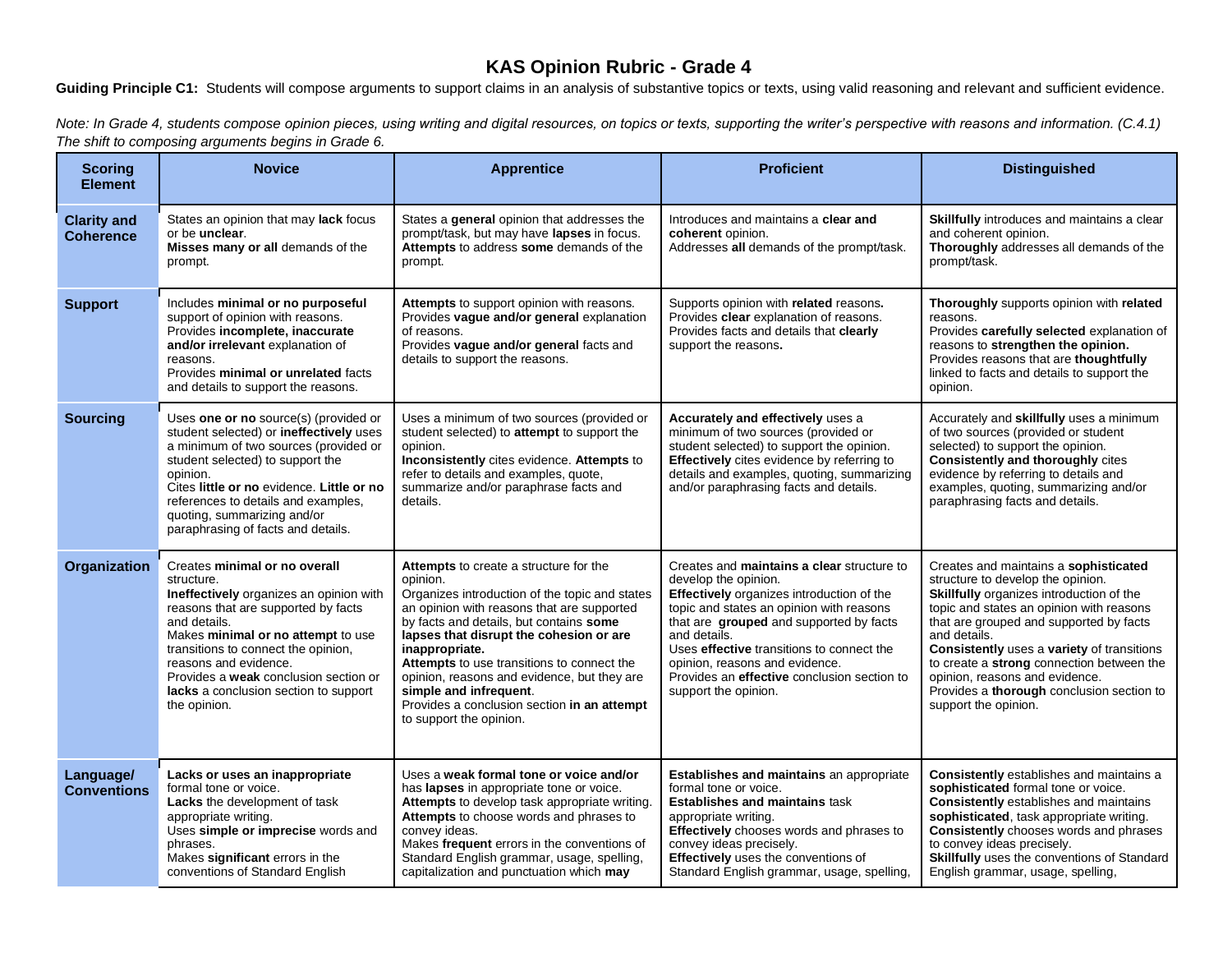# KAS Opinion Rubric - Grade 4

**Guiding Principle C1:** Students will compose arguments to support claims in an analysis of substantive topics or texts, using valid reasoning and relevant and sufficient evidence.

*Note: In Grade 4, students compose opinion pieces, using writing and digital resources, on topics or texts, supporting the writer's perspective with reasons and information. (C.4.1) The shift to composing arguments begins in Grade 6.*

| Scoring Element | Novice | Apprentice | Proficient | Distinguished |
|---|---|---|---|---|
| **Clarity and Coherence** | States an opinion that may **lack** focus or be **unclear**.<br>**Misses many or all** demands of the prompt. | States a **general** opinion that addresses the prompt/task, but may have **lapses** in focus.<br>**Attempts** to address **some** demands of the prompt. | Introduces and maintains a **clear and coherent** opinion.<br>Addresses **all** demands of the prompt/task. | **Skillfully** introduces and maintains a clear and coherent opinion.<br>**Thoroughly** addresses all demands of the prompt/task. |
| **Support** | Includes **minimal or no purposeful** support of opinion with reasons.<br>Provides **incomplete, inaccurate and/or irrelevant** explanation of reasons.<br>Provides **minimal or unrelated** facts and details to support the reasons. | **Attempts** to support opinion with reasons.<br>Provides **vague and/or general** explanation of reasons.<br>Provides **vague and/or general** facts and details to support the reasons. | Supports opinion with **related** reasons**.**<br>Provides **clear** explanation of reasons.<br>Provides facts and details that **clearly** support the reasons**.** | **Thoroughly** supports opinion with **related** reasons.<br>Provides **carefully selected** explanation of reasons to **strengthen the opinion.**<br>Provides reasons that are **thoughtfully** linked to facts and details to support the opinion. |
| **Sourcing** | Uses **one or no** source(s) (provided or student selected) or **ineffectively** uses a minimum of two sources (provided or student selected) to support the opinion.<br>Cites **little or no** evidence. **Little or no** references to details and examples, quoting, summarizing and/or paraphrasing of facts and details. | Uses a minimum of two sources (provided or student selected) to **attempt** to support the opinion.<br>**Inconsistently** cites evidence. **Attempts** to refer to details and examples, quote, summarize and/or paraphrase facts and details. | **Accurately and effectively** uses a minimum of two sources (provided or student selected) to support the opinion.<br>**Effectively** cites evidence by referring to details and examples, quoting, summarizing and/or paraphrasing facts and details. | Accurately and **skillfully** uses a minimum of two sources (provided or student selected) to support the opinion.<br>**Consistently and thoroughly** cites evidence by referring to details and examples, quoting, summarizing and/or paraphrasing facts and details. |
| **Organization** | Creates **minimal or no overall** structure.<br>**Ineffectively** organizes an opinion with reasons that are supported by facts and details.<br>Makes **minimal or no attempt** to use transitions to connect the opinion, reasons and evidence.<br>Provides a **weak** conclusion section or **lacks** a conclusion section to support the opinion. | **Attempts** to create a structure for the opinion.<br>Organizes introduction of the topic and states an opinion with reasons that are supported by facts and details, but contains **some lapses that disrupt the cohesion or are inappropriate.**<br>**Attempts** to use transitions to connect the opinion, reasons and evidence, but they are **simple and infrequent**.<br>Provides a conclusion section **in an attempt** to support the opinion. | Creates and **maintains a clear** structure to develop the opinion.<br>**Effectively** organizes introduction of the topic and states an opinion with reasons that are **grouped** and supported by facts and details.<br>Uses **effective** transitions to connect the opinion, reasons and evidence.<br>Provides an **effective** conclusion section to support the opinion. | Creates and maintains a **sophisticated** structure to develop the opinion.<br>**Skillfully** organizes introduction of the topic and states an opinion with reasons that are grouped and supported by facts and details.<br>**Consistently** uses a **variety** of transitions to create a **strong** connection between the opinion, reasons and evidence.<br>Provides a **thorough** conclusion section to support the opinion. |
| **Language/ Conventions** | **Lacks or uses an inappropriate** formal tone or voice.<br>**Lacks** the development of task appropriate writing.<br>Uses **simple or imprecise** words and phrases.<br>Makes **significant** errors in the conventions of Standard English | Uses a **weak formal tone or voice and/or** has **lapses** in appropriate tone or voice.<br>**Attempts** to develop task appropriate writing.<br>**Attempts** to choose words and phrases to convey ideas.<br>Makes **frequent** errors in the conventions of Standard English grammar, usage, spelling, capitalization and punctuation which **may** | **Establishes and maintains** an appropriate formal tone or voice.<br>**Establishes and maintains** task appropriate writing.<br>**Effectively** chooses words and phrases to convey ideas precisely.<br>**Effectively** uses the conventions of Standard English grammar, usage, spelling, | **Consistently** establishes and maintains a **sophisticated** formal tone or voice.<br>**Consistently** establishes and maintains **sophisticated**, task appropriate writing.<br>**Consistently** chooses words and phrases to convey ideas precisely.<br>**Skillfully** uses the conventions of Standard English grammar, usage, spelling, |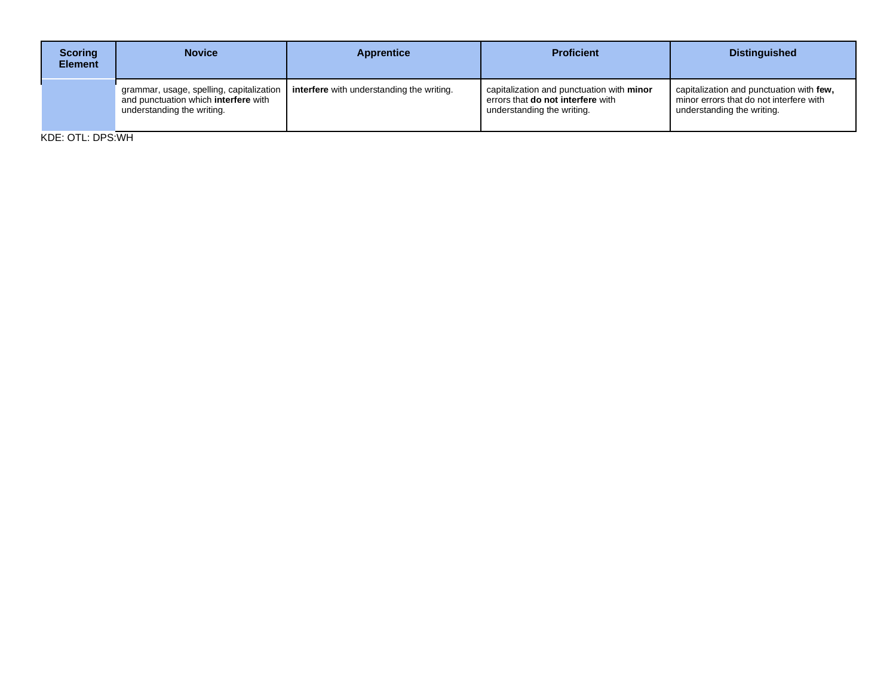| Scoring Element | Novice | Apprentice | Proficient | Distinguished |
|---|---|---|---|---|
| | grammar, usage, spelling, capitalization and punctuation which **interfere** with understanding the writing. | **interfere** with understanding the writing. | capitalization and punctuation with **minor** errors that **do not interfere** with understanding the writing. | capitalization and punctuation with **few,** minor errors that do not interfere with understanding the writing. |

KDE: OTL: DPS:WH